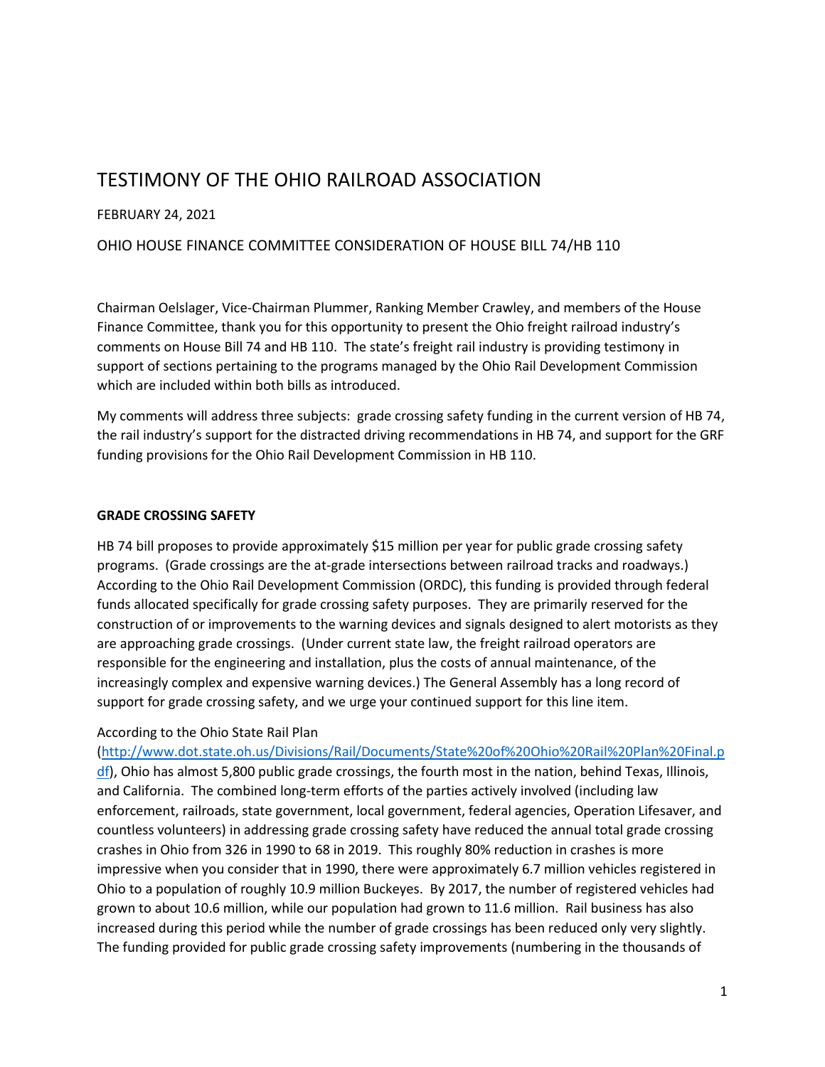# TESTIMONY OF THE OHIO RAILROAD ASSOCIATION

FEBRUARY 24, 2021

OHIO HOUSE FINANCE COMMITTEE CONSIDERATION OF HOUSE BILL 74/HB 110

Chairman Oelslager, Vice-Chairman Plummer, Ranking Member Crawley, and members of the House Finance Committee, thank you for this opportunity to present the Ohio freight railroad industry's comments on House Bill 74 and HB 110. The state's freight rail industry is providing testimony in support of sections pertaining to the programs managed by the Ohio Rail Development Commission which are included within both bills as introduced.

My comments will address three subjects: grade crossing safety funding in the current version of HB 74, the rail industry's support for the distracted driving recommendations in HB 74, and support for the GRF funding provisions for the Ohio Rail Development Commission in HB 110.

**GRADE CROSSING SAFETY**

HB 74 bill proposes to provide approximately $15 million per year for public grade crossing safety programs. (Grade crossings are the at-grade intersections between railroad tracks and roadways.) According to the Ohio Rail Development Commission (ORDC), this funding is provided through federal funds allocated specifically for grade crossing safety purposes. They are primarily reserved for the construction of or improvements to the warning devices and signals designed to alert motorists as they are approaching grade crossings. (Under current state law, the freight railroad operators are responsible for the engineering and installation, plus the costs of annual maintenance, of the increasingly complex and expensive warning devices.) The General Assembly has a long record of support for grade crossing safety, and we urge your continued support for this line item.

According to the Ohio State Rail Plan (http://www.dot.state.oh.us/Divisions/Rail/Documents/State%20of%20Ohio%20Rail%20Plan%20Final.pdf), Ohio has almost 5,800 public grade crossings, the fourth most in the nation, behind Texas, Illinois, and California. The combined long-term efforts of the parties actively involved (including law enforcement, railroads, state government, local government, federal agencies, Operation Lifesaver, and countless volunteers) in addressing grade crossing safety have reduced the annual total grade crossing crashes in Ohio from 326 in 1990 to 68 in 2019. This roughly 80% reduction in crashes is more impressive when you consider that in 1990, there were approximately 6.7 million vehicles registered in Ohio to a population of roughly 10.9 million Buckeyes. By 2017, the number of registered vehicles had grown to about 10.6 million, while our population had grown to 11.6 million. Rail business has also increased during this period while the number of grade crossings has been reduced only very slightly. The funding provided for public grade crossing safety improvements (numbering in the thousands of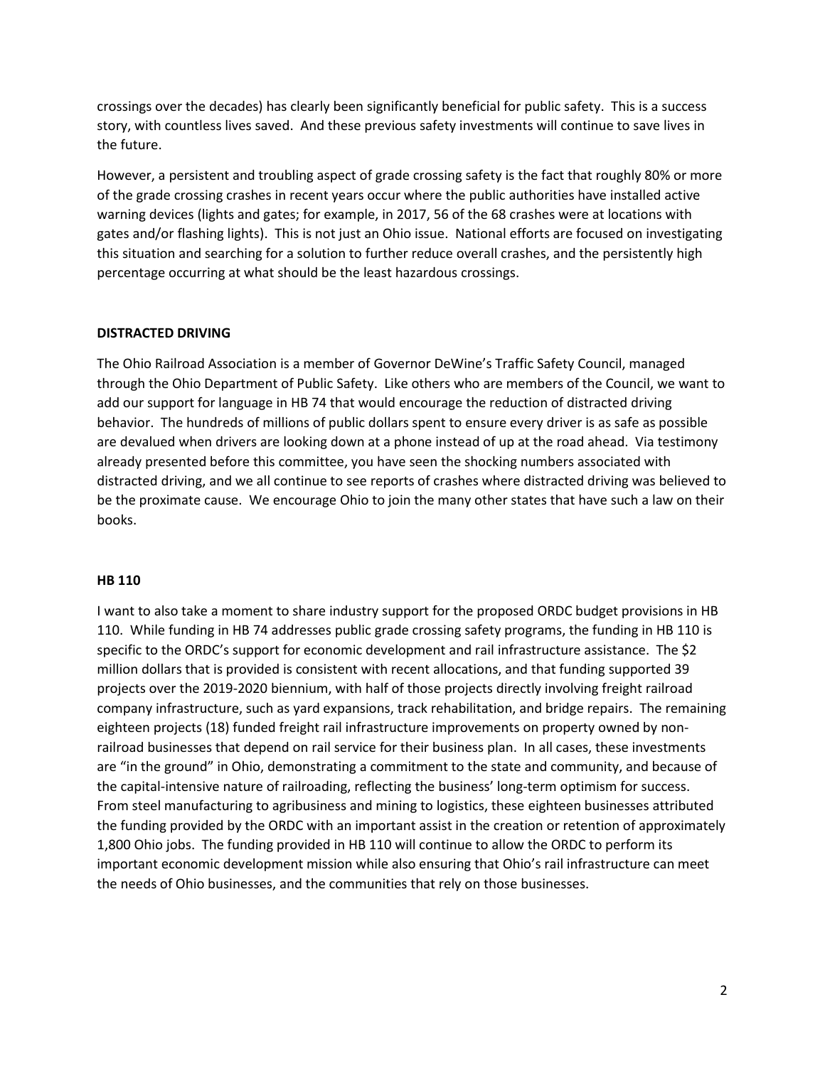crossings over the decades) has clearly been significantly beneficial for public safety. This is a success story, with countless lives saved. And these previous safety investments will continue to save lives in the future.

However, a persistent and troubling aspect of grade crossing safety is the fact that roughly 80% or more of the grade crossing crashes in recent years occur where the public authorities have installed active warning devices (lights and gates; for example, in 2017, 56 of the 68 crashes were at locations with gates and/or flashing lights). This is not just an Ohio issue. National efforts are focused on investigating this situation and searching for a solution to further reduce overall crashes, and the persistently high percentage occurring at what should be the least hazardous crossings.

**DISTRACTED DRIVING**

The Ohio Railroad Association is a member of Governor DeWine's Traffic Safety Council, managed through the Ohio Department of Public Safety. Like others who are members of the Council, we want to add our support for language in HB 74 that would encourage the reduction of distracted driving behavior. The hundreds of millions of public dollars spent to ensure every driver is as safe as possible are devalued when drivers are looking down at a phone instead of up at the road ahead. Via testimony already presented before this committee, you have seen the shocking numbers associated with distracted driving, and we all continue to see reports of crashes where distracted driving was believed to be the proximate cause. We encourage Ohio to join the many other states that have such a law on their books.

**HB 110**

I want to also take a moment to share industry support for the proposed ORDC budget provisions in HB 110. While funding in HB 74 addresses public grade crossing safety programs, the funding in HB 110 is specific to the ORDC's support for economic development and rail infrastructure assistance. The $2 million dollars that is provided is consistent with recent allocations, and that funding supported 39 projects over the 2019-2020 biennium, with half of those projects directly involving freight railroad company infrastructure, such as yard expansions, track rehabilitation, and bridge repairs. In all cases, the remaining eighteen projects (18) funded freight rail infrastructure improvements on property owned by non-railroad businesses that depend on rail service for their business plan. In all cases, these investments are "in the ground" in Ohio, demonstrating a commitment to the state and community, and because of the capital-intensive nature of railroading, reflecting the business' long-term optimism for success. From steel manufacturing to agribusiness and mining to logistics, these eighteen businesses attributed the funding provided by the ORDC with an important assist in the creation or retention of approximately 1,800 Ohio jobs. The funding provided in HB 110 will continue to allow the ORDC to perform its important economic development mission while also ensuring that Ohio's rail infrastructure can meet the needs of Ohio businesses, and the communities that rely on those businesses.

crossings over the decades) has clearly been significantly beneficial for public safety. This is a success story, with countless lives saved. And these previous safety investments will continue to save lives in the future.

However, a persistent and troubling aspect of grade crossing safety is the fact that roughly 80% or more of the grade crossing crashes in recent years occur where the public authorities have installed active warning devices (lights and gates; for example, in 2017, 56 of the 68 crashes were at locations with gates and/or flashing lights). This is not just an Ohio issue. National efforts are focused on investigating this situation and searching for a solution to further reduce overall crashes, and the persistently high percentage occurring at what should be the least hazardous crossings.

**DISTRACTED DRIVING**

The Ohio Railroad Association is a member of Governor DeWine's Traffic Safety Council, managed through the Ohio Department of Public Safety. Like others who are members of the Council, we want to add our support for language in HB 74 that would encourage the reduction of distracted driving behavior. The hundreds of millions of public dollars spent to ensure every driver is as safe as possible are devalued when drivers are looking down at a phone instead of up at the road ahead. Via testimony already presented before this committee, you have seen the shocking numbers associated with distracted driving, and we all continue to see reports of crashes where distracted driving was believed to be the proximate cause. We encourage Ohio to join the many other states that have such a law on their books.

**HB 110**

I want to also take a moment to share industry support for the proposed ORDC budget provisions in HB 110. While funding in HB 74 addresses public grade crossing safety programs, the funding in HB 110 is specific to the ORDC's support for economic development and rail infrastructure assistance. The $2 million dollars that is provided is consistent with recent allocations, and that funding supported 39 projects over the 2019-2020 biennium, with half of those projects directly involving freight railroad company infrastructure, such as yard expansions, track rehabilitation, and bridge repairs. The remaining eighteen projects (18) funded freight rail infrastructure improvements on property owned by non-railroad businesses that depend on rail service for their business plan. In all cases, these investments are "in the ground" in Ohio, demonstrating a commitment to the state and community, and because of the capital-intensive nature of railroading, reflecting the business' long-term optimism for success. From steel manufacturing to agribusiness and mining to logistics, these eighteen businesses attributed the funding provided by the ORDC with an important assist in the creation or retention of approximately 1,800 Ohio jobs. The funding provided in HB 110 will continue to allow the ORDC to perform its important economic development mission while also ensuring that Ohio's rail infrastructure can meet the needs of Ohio businesses, and the communities that rely on those businesses.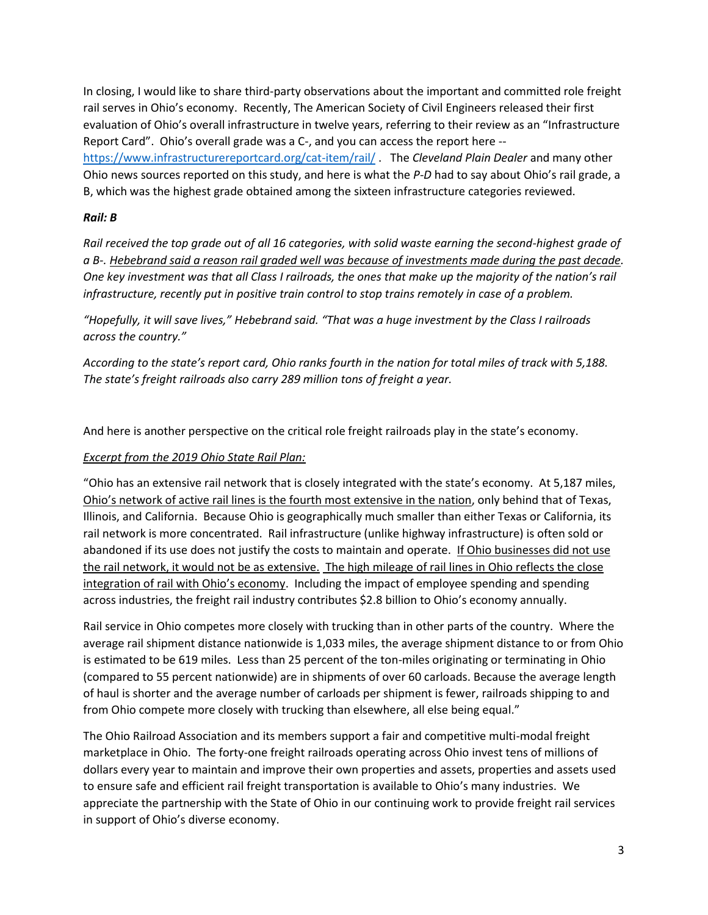In closing, I would like to share third-party observations about the important and committed role freight rail serves in Ohio's economy. Recently, The American Society of Civil Engineers released their first evaluation of Ohio's overall infrastructure in twelve years, referring to their review as an "Infrastructure Report Card". Ohio's overall grade was a C-, and you can access the report here -- https://www.infrastructurereportcard.org/cat-item/rail/ . The *Cleveland Plain Dealer* and many other Ohio news sources reported on this study, and here is what the *P-D* had to say about Ohio's rail grade, a B, which was the highest grade obtained among the sixteen infrastructure categories reviewed.

***Rail: B***

*Rail received the top grade out of all 16 categories, with solid waste earning the second-highest grade of a B-. <u>Hebebrand said a reason rail graded well was because of investments made during the past decade</u>. One key investment was that all Class I railroads, the ones that make up the majority of the nation's rail infrastructure, recently put in positive train control to stop trains remotely in case of a problem.*

*"Hopefully, it will save lives," Hebebrand said. "That was a huge investment by the Class I railroads across the country."*

*According to the state's report card, Ohio ranks fourth in the nation for total miles of track with 5,188. The state's freight railroads also carry 289 million tons of freight a year.*

And here is another perspective on the critical role freight railroads play in the state's economy.

<u>*Excerpt from the 2019 Ohio State Rail Plan:*</u>

"Ohio has an extensive rail network that is closely integrated with the state's economy. At 5,187 miles, <u>Ohio's network of active rail lines is the fourth most extensive in the nation</u>, only behind that of Texas, Illinois, and California. Because Ohio is geographically much smaller than either Texas or California, its rail network is more concentrated. Rail infrastructure (unlike highway infrastructure) is often sold or abandoned if its use does not justify the costs to maintain and operate. <u>If Ohio businesses did not use the rail network, it would not be as extensive. The high mileage of rail lines in Ohio reflects the close integration of rail with Ohio's economy</u>. Including the impact of employee spending and spending across industries, the freight rail industry contributes $2.8 billion to Ohio's economy annually.

Rail service in Ohio competes more closely with trucking than in other parts of the country. Where the average rail shipment distance nationwide is 1,033 miles, the average shipment distance to or from Ohio is estimated to be 619 miles. Less than 25 percent of the ton-miles originating or terminating in Ohio (compared to 55 percent nationwide) are in shipments of over 60 carloads. Because the average length of haul is shorter and the average number of carloads per shipment is fewer, railroads shipping to and from Ohio compete more closely with trucking than elsewhere, all else being equal."

The Ohio Railroad Association and its members support a fair and competitive multi-modal freight marketplace in Ohio. The forty-one freight railroads operating across Ohio invest tens of millions of dollars every year to maintain and improve their own properties and assets, properties and assets used to ensure safe and efficient rail freight transportation is available to Ohio's many industries. We appreciate the partnership with the State of Ohio in our continuing work to provide freight rail services in support of Ohio's diverse economy.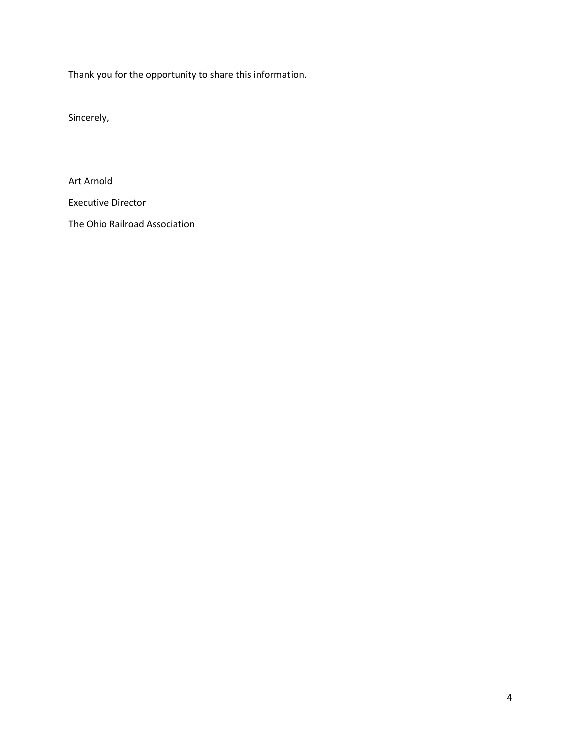Thank you for the opportunity to share this information.

Sincerely,

Art Arnold

Executive Director

The Ohio Railroad Association